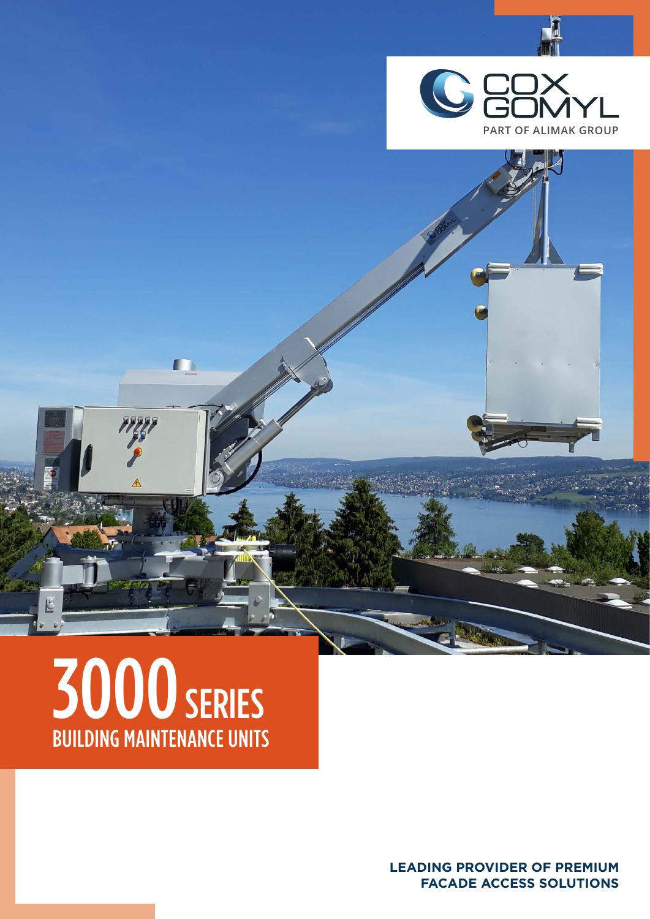COX GOMYL

PART OF ALIMAK GROUP

# 3000 SERIES

## BUILDING MAINTENANCE UNITS

**LEADING PROVIDER OF PREMIUM FACADE ACCESS SOLUTIONS**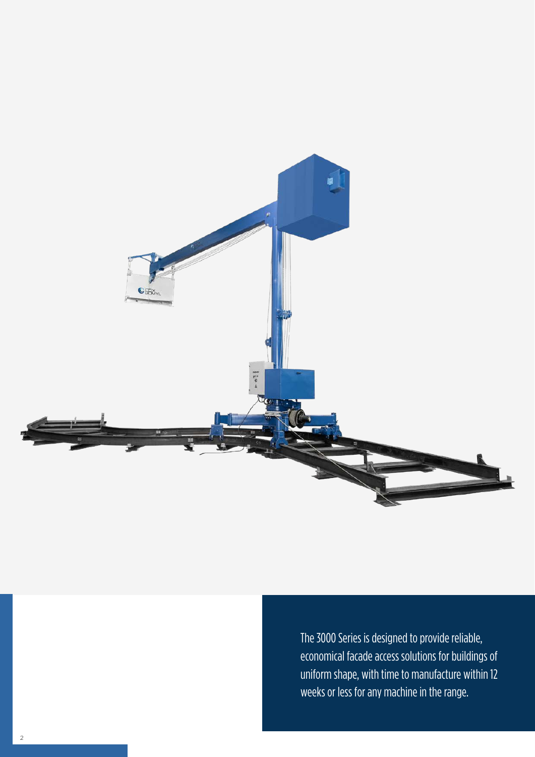The 3000 Series is designed to provide reliable, economical facade access solutions for buildings of uniform shape, with time to manufacture within 12 weeks or less for any machine in the range.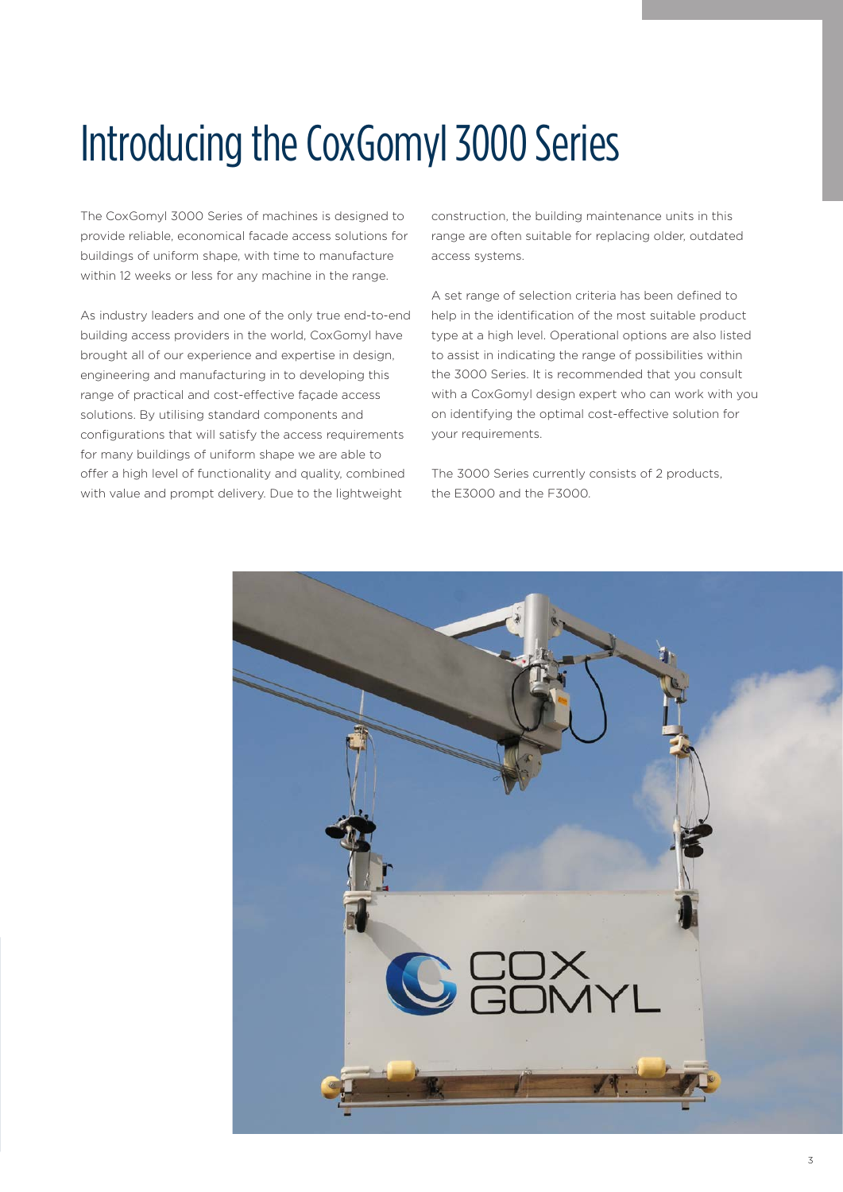# Introducing the CoxGomyl 3000 Series

The CoxGomyl 3000 Series of machines is designed to provide reliable, economical facade access solutions for buildings of uniform shape, with time to manufacture within 12 weeks or less for any machine in the range.

As industry leaders and one of the only true end-to-end building access providers in the world, CoxGomyl have brought all of our experience and expertise in design, engineering and manufacturing in to developing this range of practical and cost-effective façade access solutions. By utilising standard components and configurations that will satisfy the access requirements for many buildings of uniform shape we are able to offer a high level of functionality and quality, combined with value and prompt delivery. Due to the lightweight construction, the building maintenance units in this range are often suitable for replacing older, outdated access systems.

A set range of selection criteria has been defined to help in the identification of the most suitable product type at a high level. Operational options are also listed to assist in indicating the range of possibilities within the 3000 Series. It is recommended that you consult with a CoxGomyl design expert who can work with you on identifying the optimal cost-effective solution for your requirements.

The 3000 Series currently consists of 2 products, the E3000 and the F3000.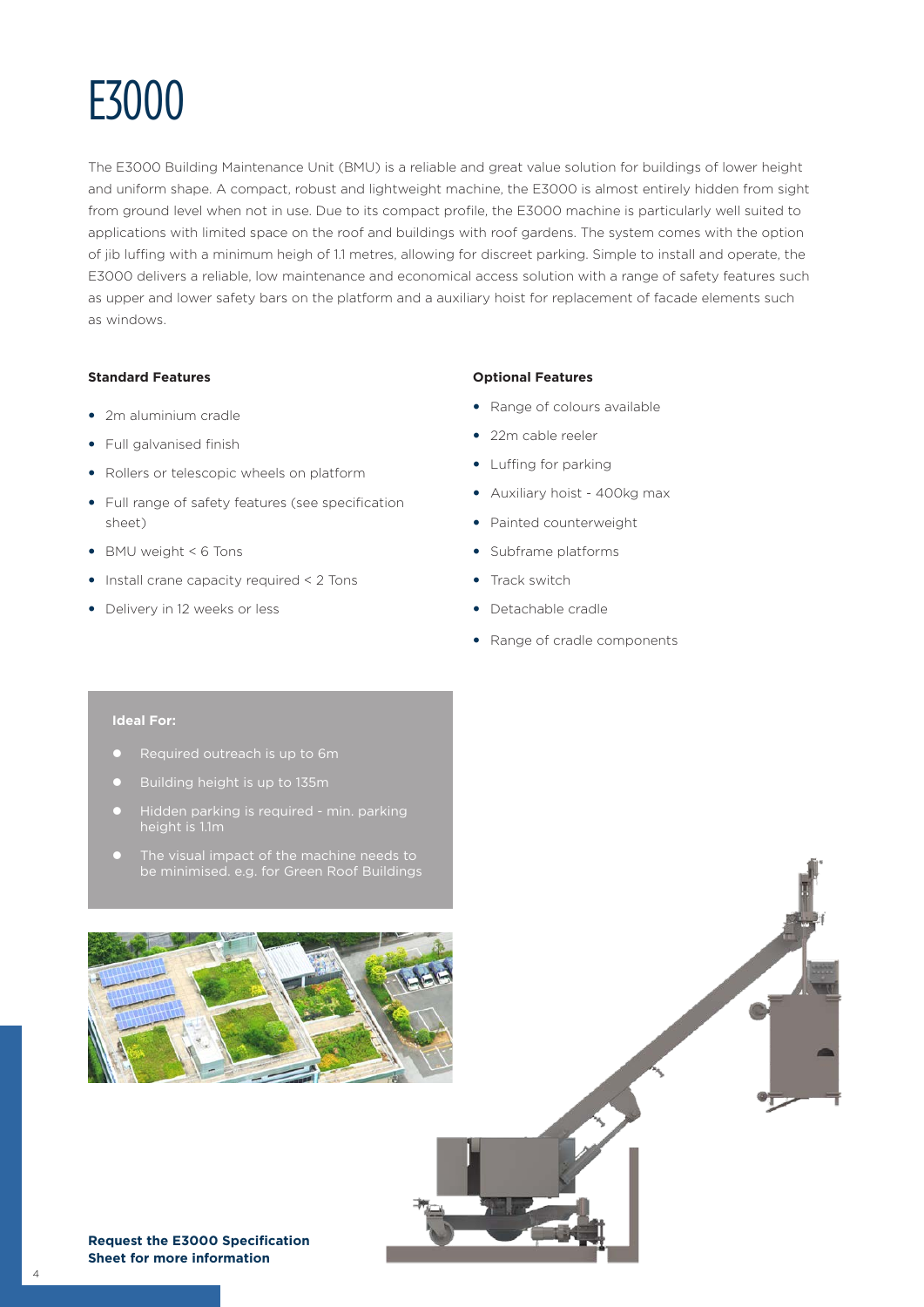# E3000

The E3000 Building Maintenance Unit (BMU) is a reliable and great value solution for buildings of lower height and uniform shape. A compact, robust and lightweight machine, the E3000 is almost entirely hidden from sight from ground level when not in use. Due to its compact profile, the E3000 machine is particularly well suited to applications with limited space on the roof and buildings with roof gardens. The system comes with the option of jib luffing with a minimum heigh of 1.1 metres, allowing for discreet parking. Simple to install and operate, the E3000 delivers a reliable, low maintenance and economical access solution with a range of safety features such as upper and lower safety bars on the platform and a auxiliary hoist for replacement of facade elements such as windows.

**Standard Features**

- 2m aluminium cradle
- Full galvanised finish
- Rollers or telescopic wheels on platform
- Full range of safety features (see specification sheet)
- BMU weight < 6 Tons
- Install crane capacity required < 2 Tons
- Delivery in 12 weeks or less

**Optional Features**

- Range of colours available
- 22m cable reeler
- Luffing for parking
- Auxiliary hoist - 400kg max
- Painted counterweight
- Subframe platforms
- Track switch
- Detachable cradle
- Range of cradle components

**Ideal For:**

- Required outreach is up to 6m
- Building height is up to 135m
- Hidden parking is required - min. parking height is 1.1m
- The visual impact of the machine needs to be minimised. e.g. for Green Roof Buildings

**Request the E3000 Specification Sheet for more information**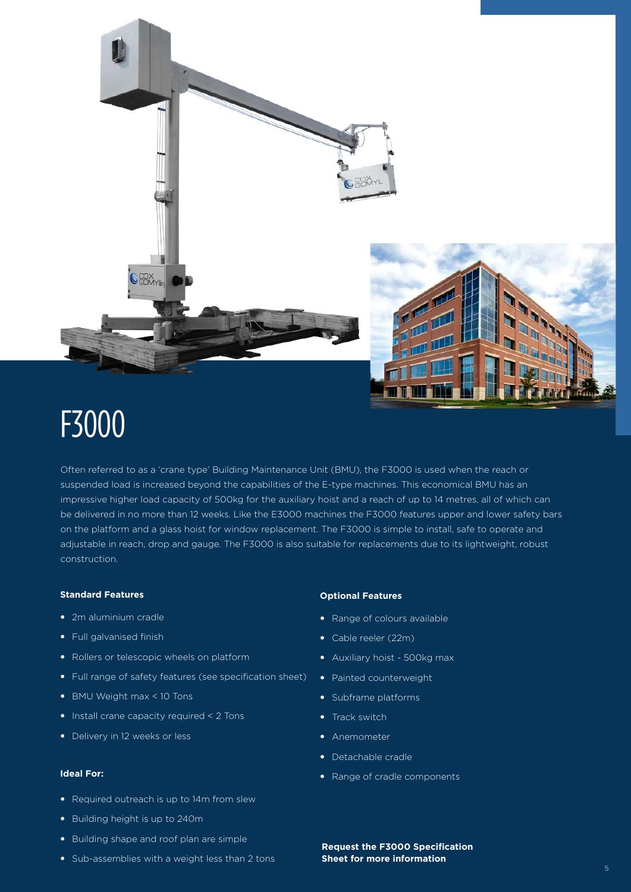# F3000

Often referred to as a 'crane type' Building Maintenance Unit (BMU), the F3000 is used when the reach or suspended load is increased beyond the capabilities of the E-type machines. This economical BMU has an impressive higher load capacity of 500kg for the auxiliary hoist and a reach of up to 14 metres, all of which can be delivered in no more than 12 weeks. Like the E3000 machines the F3000 features upper and lower safety bars on the platform and a glass hoist for window replacement. The F3000 is simple to install, safe to operate and adjustable in reach, drop and gauge. The F3000 is also suitable for replacements due to its lightweight, robust construction.

**Standard Features**

- 2m aluminium cradle
- Full galvanised finish
- Rollers or telescopic wheels on platform
- Full range of safety features (see specification sheet)
- BMU Weight max < 10 Tons
- Install crane capacity required < 2 Tons
- Delivery in 12 weeks or less

**Ideal For:**

- Required outreach is up to 14m from slew
- Building height is up to 240m
- Building shape and roof plan are simple
- Sub-assemblies with a weight less than 2 tons

**Optional Features**

- Range of colours available
- Cable reeler (22m)
- Auxiliary hoist - 500kg max
- Painted counterweight
- Subframe platforms
- Track switch
- Anemometer
- Detachable cradle
- Range of cradle components

**Request the F3000 Specification Sheet for more information**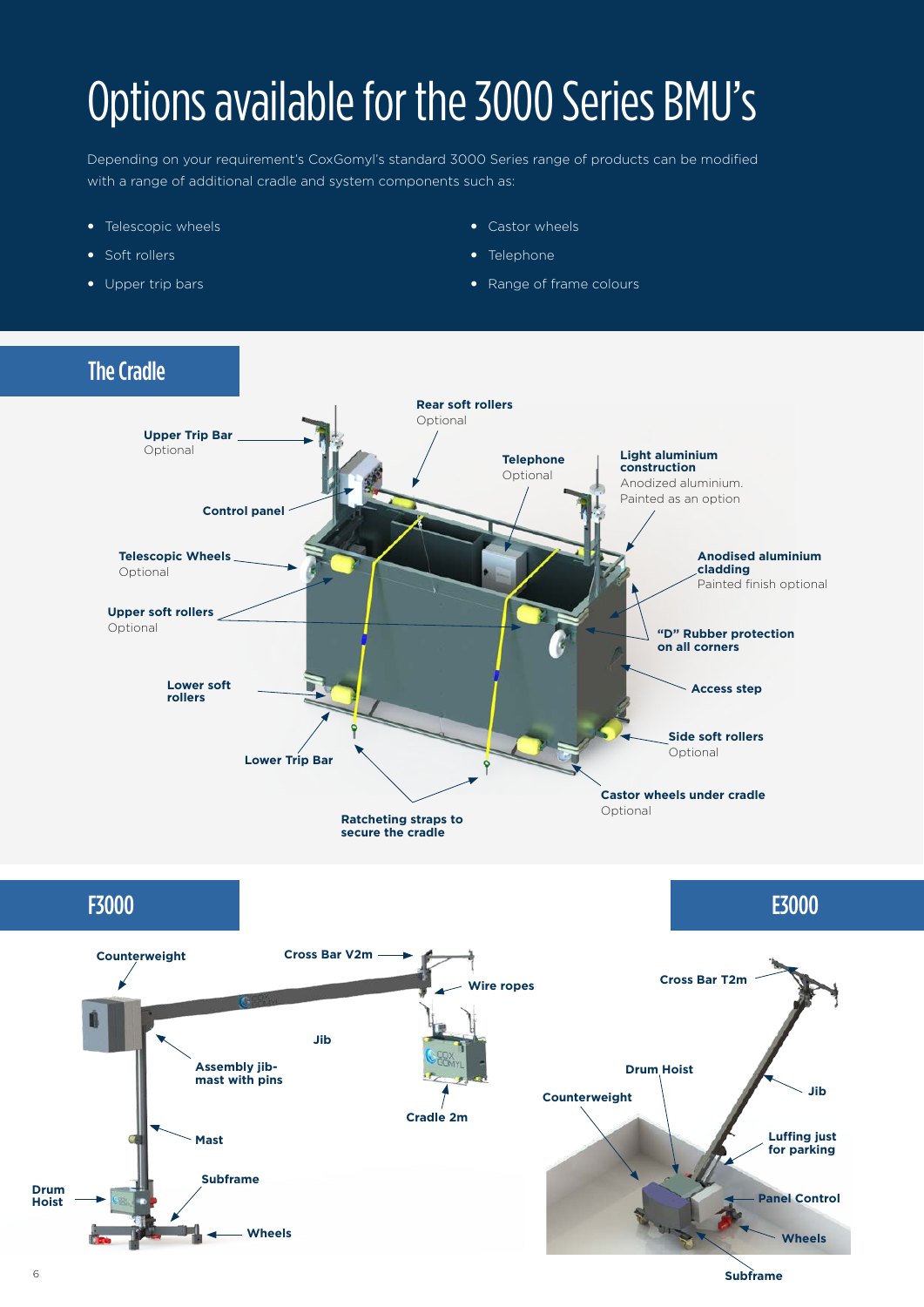# Options available for the 3000 Series BMU's

Depending on your requirement's CoxGomyl's standard 3000 Series range of products can be modified with a range of additional cradle and system components such as:

- Telescopic wheels
- Soft rollers
- Upper trip bars
- Castor wheels
- Telephone
- Range of frame colours

## The Cradle

**Upper Trip Bar**
Optional

**Rear soft rollers**
Optional

**Telephone**
Optional

**Light aluminium construction**
Anodized aluminium.
Painted as an option

**Control panel**

**Telescopic Wheels**
Optional

**Anodised aluminium cladding**
Painted finish optional

**Upper soft rollers**
Optional

**"D" Rubber protection on all corners**

**Access step**

**Lower soft rollers**

**Side soft rollers**
Optional

**Lower Trip Bar**

**Castor wheels under cradle**
Optional

**Ratcheting straps to secure the cradle**

## F3000

**Counterweight**

**Cross Bar V2m**

**Wire ropes**

**Jib**

**Assembly jib-mast with pins**

**Cradle 2m**

**Mast**

**Subframe**

**Drum Hoist**

**Wheels**

## E3000

**Cross Bar T2m**

**Drum Hoist**

**Jib**

**Counterweight**

**Luffing just for parking**

**Panel Control**

**Wheels**

**Subframe**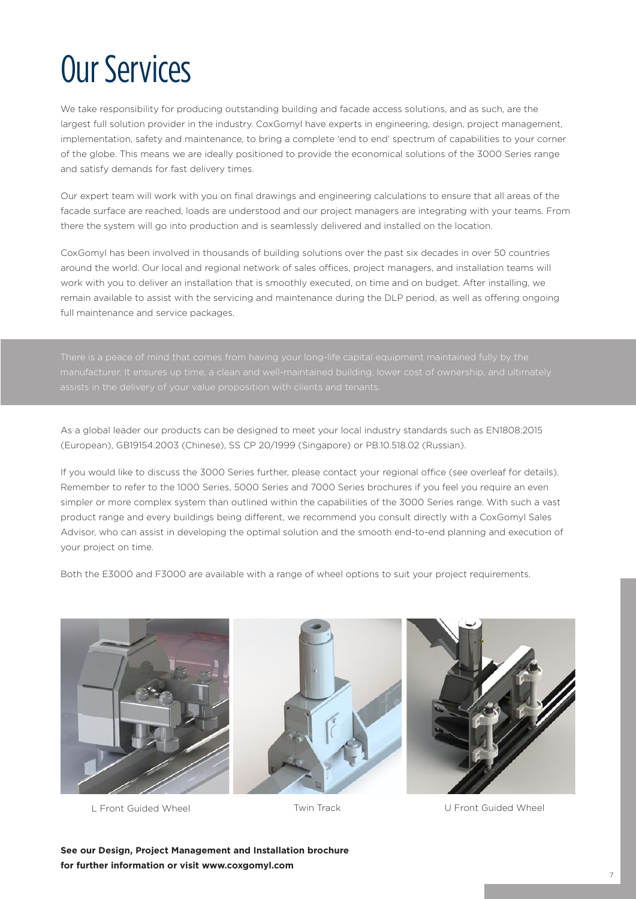# Our Services

We take responsibility for producing outstanding building and facade access solutions, and as such, are the largest full solution provider in the industry. CoxGomyl have experts in engineering, design, project management, implementation, safety and maintenance, to bring a complete 'end to end' spectrum of capabilities to your corner of the globe. This means we are ideally positioned to provide the economical solutions of the 3000 Series range and satisfy demands for fast delivery times.

Our expert team will work with you on final drawings and engineering calculations to ensure that all areas of the facade surface are reached, loads are understood and our project managers are integrating with your teams. From there the system will go into production and is seamlessly delivered and installed on the location.

CoxGomyl has been involved in thousands of building solutions over the past six decades in over 50 countries around the world. Our local and regional network of sales offices, project managers, and installation teams will work with you to deliver an installation that is smoothly executed, on time and on budget. After installing, we remain available to assist with the servicing and maintenance during the DLP period, as well as offering ongoing full maintenance and service packages.

There is a peace of mind that comes from having your long-life capital equipment maintained fully by the manufacturer. It ensures up time, a clean and well-maintained building, lower cost of ownership, and ultimately assists in the delivery of your value proposition with clients and tenants.

As a global leader our products can be designed to meet your local industry standards such as EN1808:2015 (European), GB19154.2003 (Chinese), SS CP 20/1999 (Singapore) or PB.10.518.02 (Russian).

If you would like to discuss the 3000 Series further, please contact your regional office (see overleaf for details). Remember to refer to the 1000 Series, 5000 Series and 7000 Series brochures if you feel you require an even simpler or more complex system than outlined within the capabilities of the 3000 Series range. With such a vast product range and every buildings being different, we recommend you consult directly with a CoxGomyl Sales Advisor, who can assist in developing the optimal solution and the smooth end-to-end planning and execution of your project on time.

Both the E3000 and F3000 are available with a range of wheel options to suit your project requirements.

L Front Guided Wheel

Twin Track

U Front Guided Wheel

**See our Design, Project Management and Installation brochure for further information or visit www.coxgomyl.com**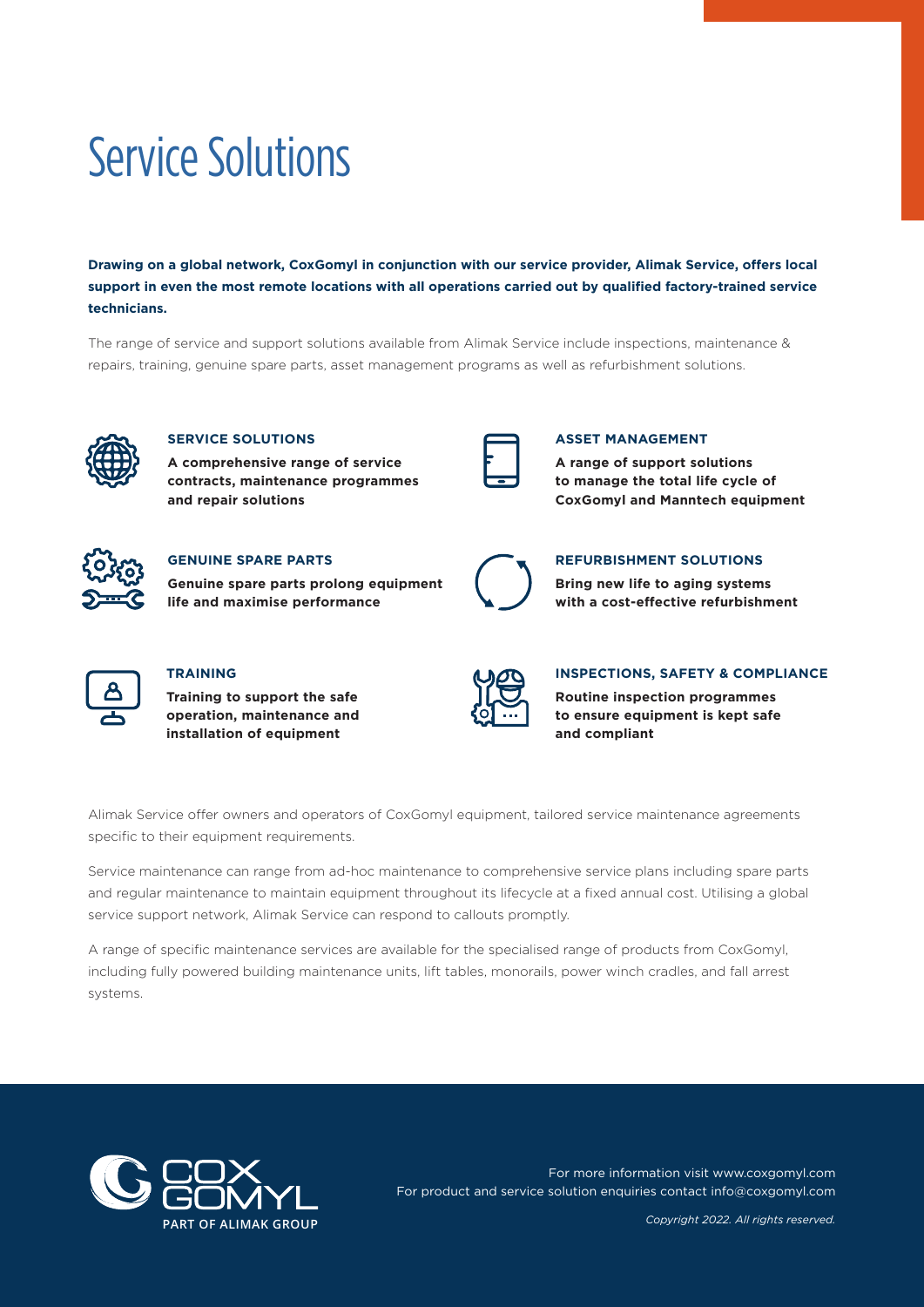# Service Solutions

**Drawing on a global network, CoxGomyl in conjunction with our service provider, Alimak Service, offers local support in even the most remote locations with all operations carried out by qualified factory-trained service technicians.**

The range of service and support solutions available from Alimak Service include inspections, maintenance & repairs, training, genuine spare parts, asset management programs as well as refurbishment solutions.

### SERVICE SOLUTIONS

**A comprehensive range of service contracts, maintenance programmes and repair solutions**

### ASSET MANAGEMENT

**A range of support solutions to manage the total life cycle of CoxGomyl and Manntech equipment**

### GENUINE SPARE PARTS

**Genuine spare parts prolong equipment life and maximise performance**

### REFURBISHMENT SOLUTIONS

**Bring new life to aging systems with a cost-effective refurbishment**

### TRAINING

**Training to support the safe operation, maintenance and installation of equipment**

### INSPECTIONS, SAFETY & COMPLIANCE

**Routine inspection programmes to ensure equipment is kept safe and compliant**

Alimak Service offer owners and operators of CoxGomyl equipment, tailored service maintenance agreements specific to their equipment requirements.

Service maintenance can range from ad-hoc maintenance to comprehensive service plans including spare parts and regular maintenance to maintain equipment throughout its lifecycle at a fixed annual cost. Utilising a global service support network, Alimak Service can respond to callouts promptly.

A range of specific maintenance services are available for the specialised range of products from CoxGomyl, including fully powered building maintenance units, lift tables, monorails, power winch cradles, and fall arrest systems.

COX GOMYL
PART OF ALIMAK GROUP

For more information visit www.coxgomyl.com
For product and service solution enquiries contact info@coxgomyl.com

*Copyright 2022. All rights reserved.*